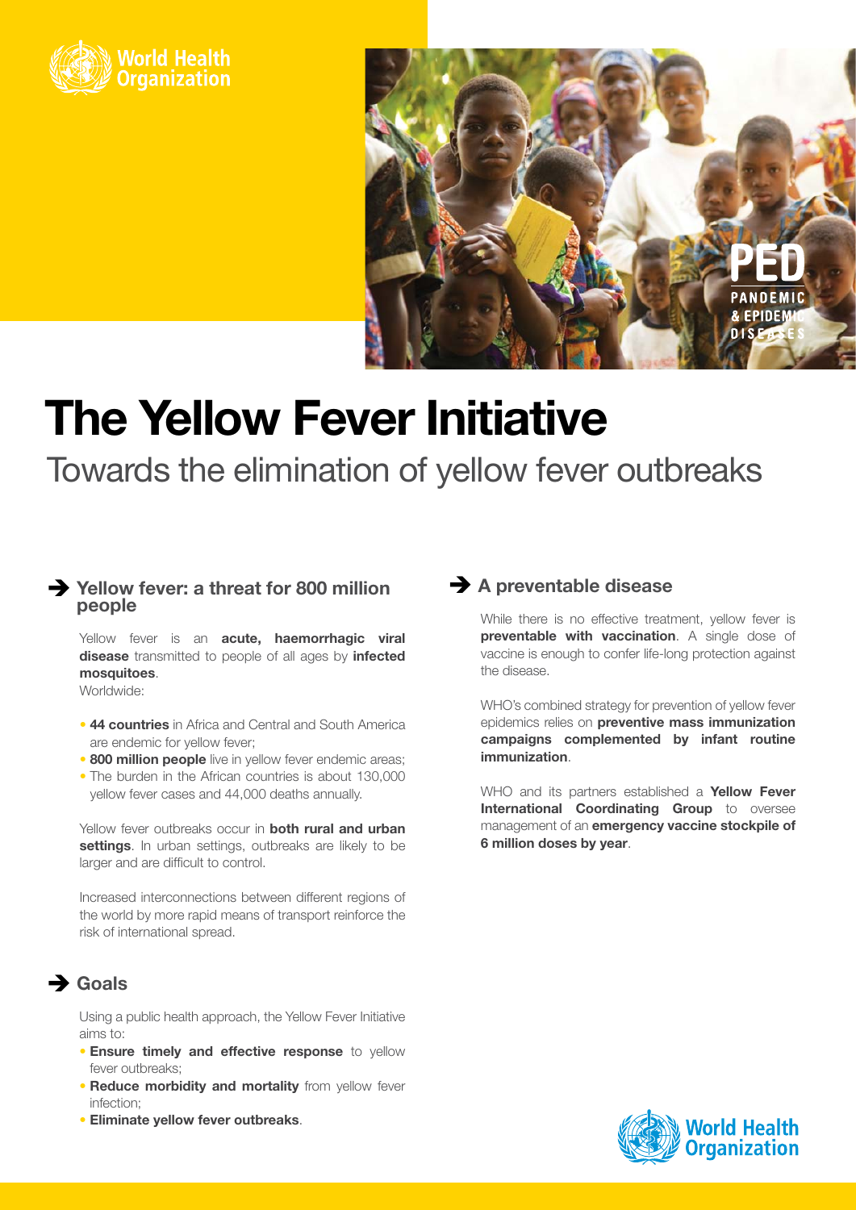# The Yellow Fever Initiative

## Towards the elimination of yellow fever outbreaks

### ➔ Yellow fever: a threat for 800 million people

Yellow fever is an **acute, haemorrhagic viral disease** transmitted to people of all ages by **infected mosquitoes**.

Worldwide:

- **44 countries** in Africa and Central and South America are endemic for yellow fever;
- **800 million people** live in yellow fever endemic areas;
- The burden in the African countries is about 130,000 yellow fever cases and 44,000 deaths annually.

Yellow fever outbreaks occur in **both rural and urban settings**. In urban settings, outbreaks are likely to be larger and are difficult to control.

Increased interconnections between different regions of the world by more rapid means of transport reinforce the risk of international spread.

### ➔ Goals

Using a public health approach, the Yellow Fever Initiative aims to:

- **Ensure timely and effective response** to yellow fever outbreaks;
- **Reduce morbidity and mortality** from yellow fever infection;
- **Eliminate yellow fever outbreaks**.

### ➔ A preventable disease

While there is no effective treatment, yellow fever is **preventable with vaccination**. A single dose of vaccine is enough to confer life-long protection against the disease.

WHO's combined strategy for prevention of yellow fever epidemics relies on **preventive mass immunization campaigns complemented by infant routine immunization**.

WHO and its partners established a **Yellow Fever International Coordinating Group** to oversee management of an **emergency vaccine stockpile of 6 million doses by year**.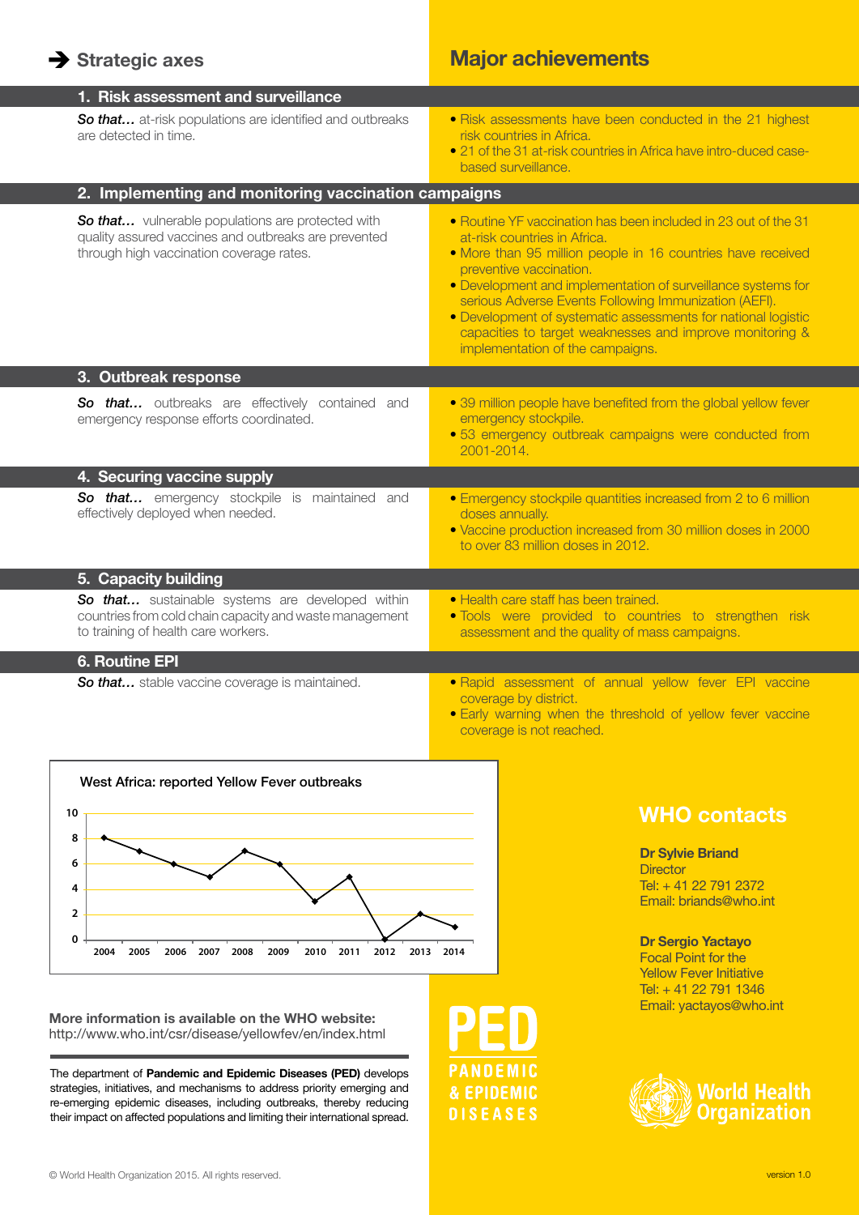## Strategic axes

## Major achievements

### 1. Risk assessment and surveillance

***So that…*** at-risk populations are identified and outbreaks are detected in time.

- Risk assessments have been conducted in the 21 highest risk countries in Africa.
- 21 of the 31 at-risk countries in Africa have intro-duced case-based surveillance.

### 2. Implementing and monitoring vaccination campaigns

***So that…*** vulnerable populations are protected with quality assured vaccines and outbreaks are prevented through high vaccination coverage rates.

- Routine YF vaccination has been included in 23 out of the 31 at-risk countries in Africa.
- More than 95 million people in 16 countries have received preventive vaccination.
- Development and implementation of surveillance systems for serious Adverse Events Following Immunization (AEFI).
- Development of systematic assessments for national logistic capacities to target weaknesses and improve monitoring & implementation of the campaigns.

### 3. Outbreak response

***So that…*** outbreaks are effectively contained and emergency response efforts coordinated.

- 39 million people have benefited from the global yellow fever emergency stockpile.
- 53 emergency outbreak campaigns were conducted from 2001-2014.

### 4. Securing vaccine supply

***So that…*** emergency stockpile is maintained and effectively deployed when needed.

- Emergency stockpile quantities increased from 2 to 6 million doses annually.
- Vaccine production increased from 30 million doses in 2000 to over 83 million doses in 2012.

### 5. Capacity building

***So that…*** sustainable systems are developed within countries from cold chain capacity and waste management to training of health care workers.

- Health care staff has been trained.
- Tools were provided to countries to strengthen risk assessment and the quality of mass campaigns.

### 6. Routine EPI

***So that…*** stable vaccine coverage is maintained.

- Rapid assessment of annual yellow fever EPI vaccine coverage by district.
- Early warning when the threshold of yellow fever vaccine coverage is not reached.

West Africa: reported Yellow Fever outbreaks

10
8
6
4
2
0

2004 2005 2006 2007 2008 2009 2010 2011 2012 2013 2014

**More information is available on the WHO website:**
http://www.who.int/csr/disease/yellowfev/en/index.html

The department of **Pandemic and Epidemic Diseases (PED)** develops strategies, initiatives, and mechanisms to address priority emerging and re-emerging epidemic diseases, including outbreaks, thereby reducing their impact on affected populations and limiting their international spread.

PED
PANDEMIC & EPIDEMIC DISEASES

## WHO contacts

**Dr Sylvie Briand**
Director
Tel: + 41 22 791 2372
Email: briands@who.int

**Dr Sergio Yactayo**
Focal Point for the Yellow Fever Initiative
Tel: + 41 22 791 1346
Email: yactayos@who.int

World Health Organization

© World Health Organization 2015. All rights reserved.

version 1.0